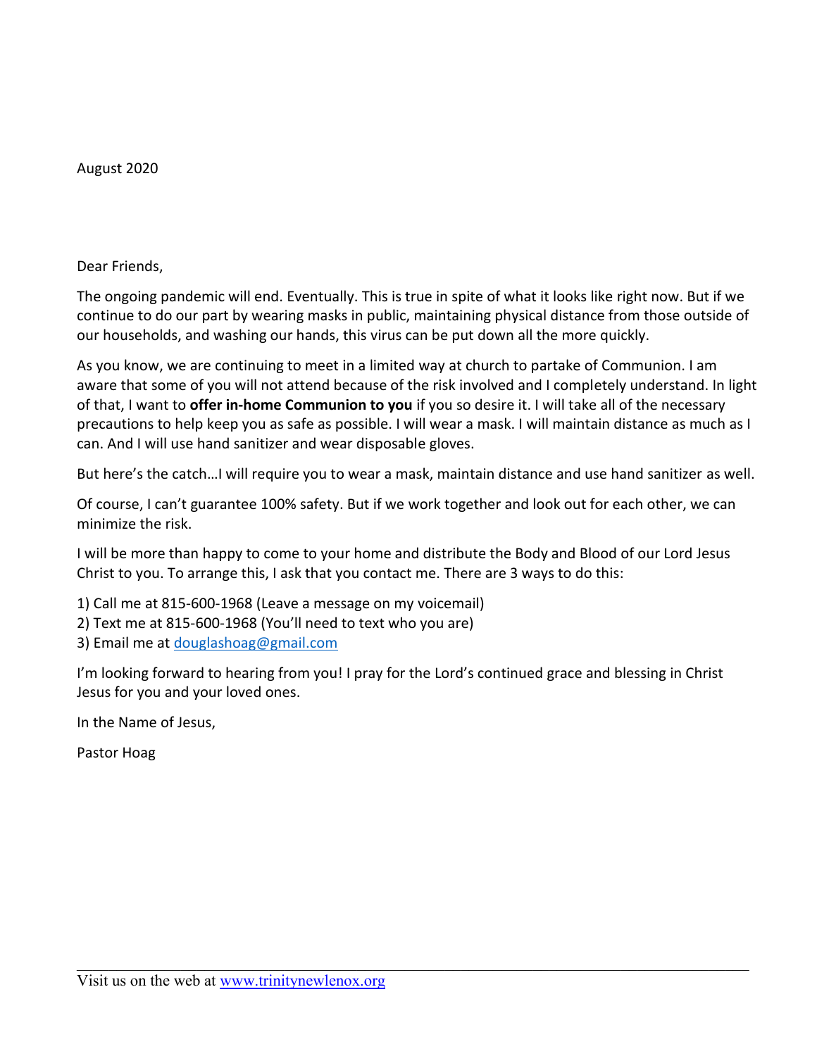August 2020

Dear Friends,

The ongoing pandemic will end. Eventually. This is true in spite of what it looks like right now. But if we continue to do our part by wearing masks in public, maintaining physical distance from those outside of our households, and washing our hands, this virus can be put down all the more quickly.

As you know, we are continuing to meet in a limited way at church to partake of Communion. I am aware that some of you will not attend because of the risk involved and I completely understand. In light of that, I want to **offer in-home Communion to you** if you so desire it. I will take all of the necessary precautions to help keep you as safe as possible. I will wear a mask. I will maintain distance as much as I can. And I will use hand sanitizer and wear disposable gloves.

But here's the catch…I will require you to wear a mask, maintain distance and use hand sanitizer as well.

Of course, I can't guarantee 100% safety. But if we work together and look out for each other, we can minimize the risk.

I will be more than happy to come to your home and distribute the Body and Blood of our Lord Jesus Christ to you. To arrange this, I ask that you contact me. There are 3 ways to do this:

1) Call me at 815-600-1968 (Leave a message on my voicemail)
2) Text me at 815-600-1968 (You'll need to text who you are)
3) Email me at douglashoag@gmail.com

I'm looking forward to hearing from you! I pray for the Lord's continued grace and blessing in Christ Jesus for you and your loved ones.

In the Name of Jesus,

Pastor Hoag

Visit us on the web at www.trinitynewlenox.org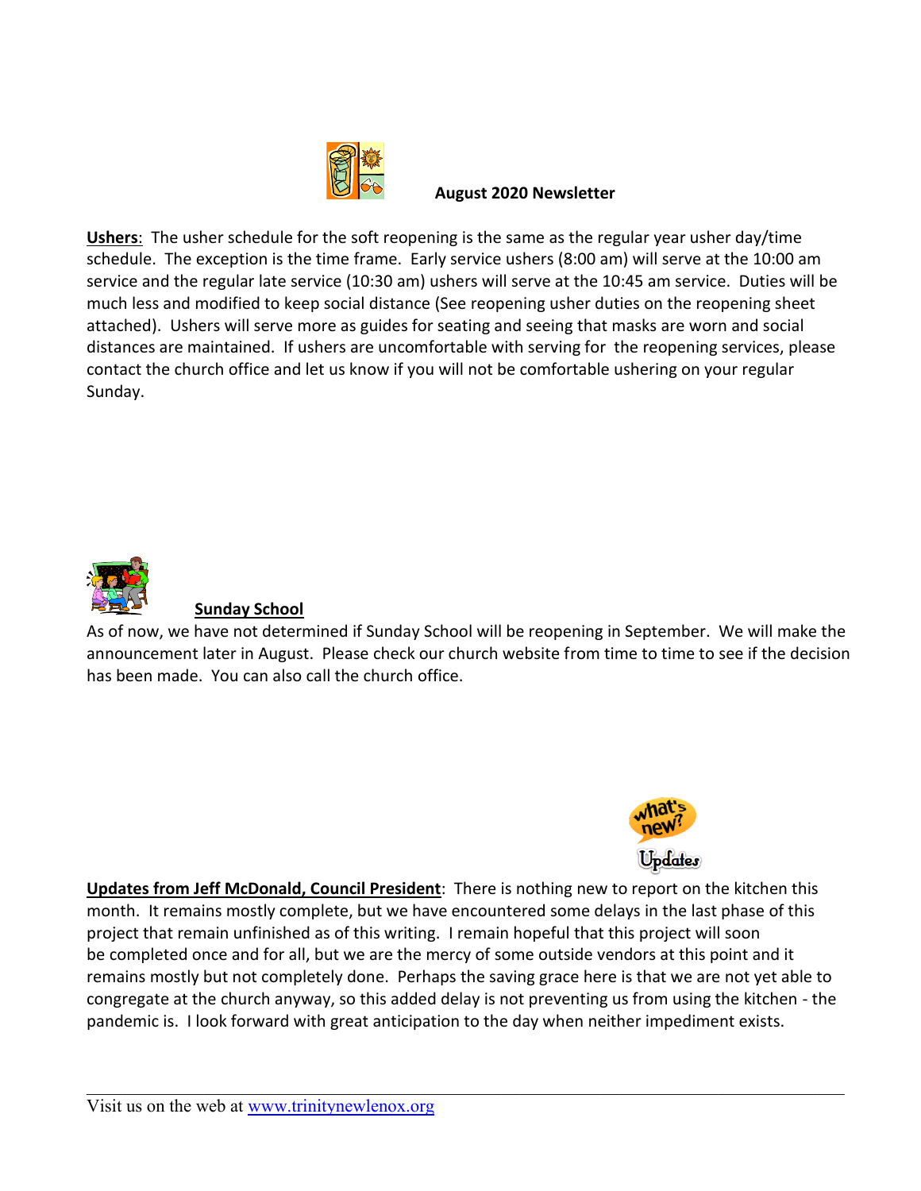## August 2020 Newsletter

**<u>Ushers</u>**: The usher schedule for the soft reopening is the same as the regular year usher day/time schedule. The exception is the time frame. Early service ushers (8:00 am) will serve at the 10:00 am service and the regular late service (10:30 am) ushers will serve at the 10:45 am service. Duties will be much less and modified to keep social distance (See reopening usher duties on the reopening sheet attached). Ushers will serve more as guides for seating and seeing that masks are worn and social distances are maintained. If ushers are uncomfortable with serving for the reopening services, please contact the church office and let us know if you will not be comfortable ushering on your regular Sunday.

**<u>Sunday School</u>**

As of now, we have not determined if Sunday School will be reopening in September. We will make the announcement later in August. Please check our church website from time to time to see if the decision has been made. You can also call the church office.

**<u>Updates from Jeff McDonald, Council President</u>**: There is nothing new to report on the kitchen this month. It remains mostly complete, but we have encountered some delays in the last phase of this project that remain unfinished as of this writing. I remain hopeful that this project will soon be completed once and for all, but we are the mercy of some outside vendors at this point and it remains mostly but not completely done. Perhaps the saving grace here is that we are not yet able to congregate at the church anyway, so this added delay is not preventing us from using the kitchen - the pandemic is. I look forward with great anticipation to the day when neither impediment exists.

Visit us on the web at www.trinitynewlenox.org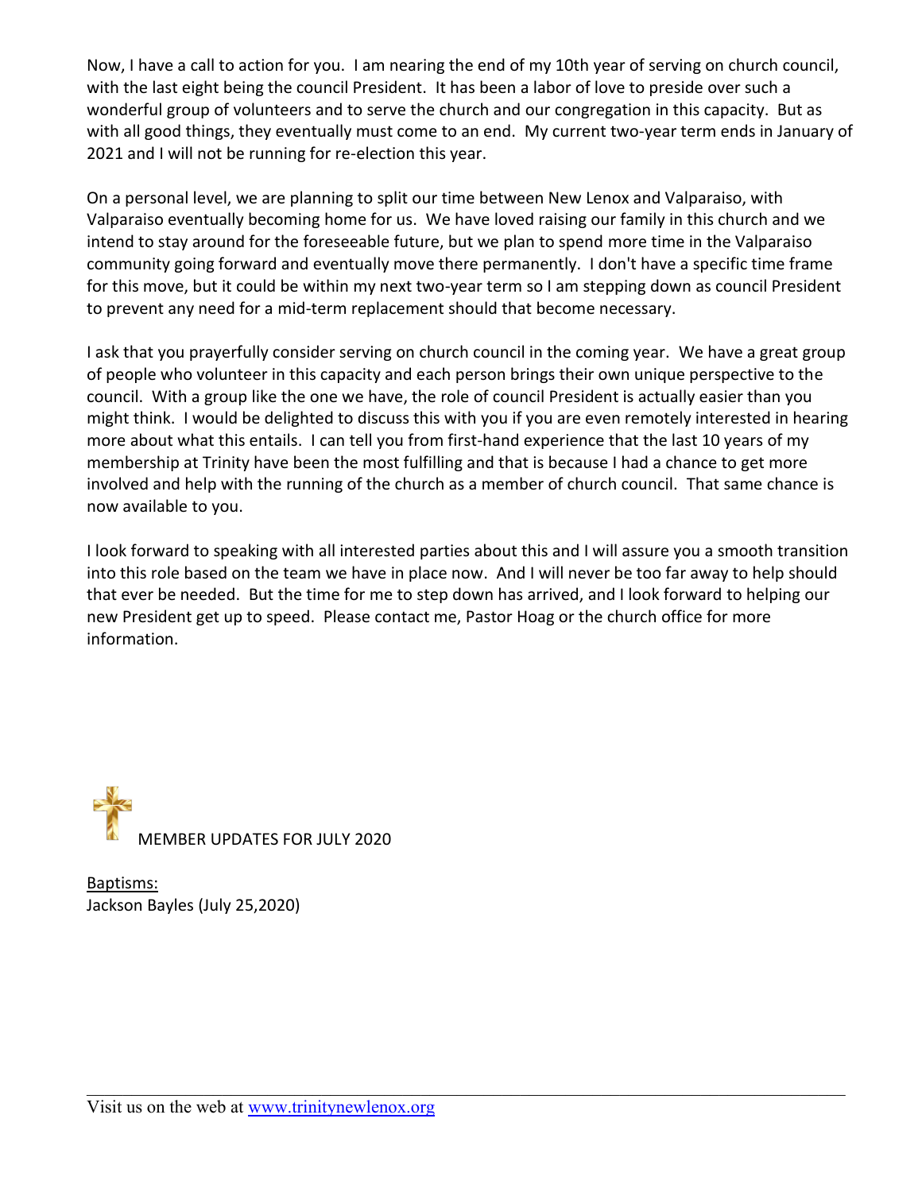Now, I have a call to action for you. I am nearing the end of my 10th year of serving on church council, with the last eight being the council President. It has been a labor of love to preside over such a wonderful group of volunteers and to serve the church and our congregation in this capacity. But as with all good things, they eventually must come to an end. My current two-year term ends in January of 2021 and I will not be running for re-election this year.

On a personal level, we are planning to split our time between New Lenox and Valparaiso, with Valparaiso eventually becoming home for us. We have loved raising our family in this church and we intend to stay around for the foreseeable future, but we plan to spend more time in the Valparaiso community going forward and eventually move there permanently. I don't have a specific time frame for this move, but it could be within my next two-year term so I am stepping down as council President to prevent any need for a mid-term replacement should that become necessary.

I ask that you prayerfully consider serving on church council in the coming year. We have a great group of people who volunteer in this capacity and each person brings their own unique perspective to the council. With a group like the one we have, the role of council President is actually easier than you might think. I would be delighted to discuss this with you if you are even remotely interested in hearing more about what this entails. I can tell you from first-hand experience that the last 10 years of my membership at Trinity have been the most fulfilling and that is because I had a chance to get more involved and help with the running of the church as a member of church council. That same chance is now available to you.

I look forward to speaking with all interested parties about this and I will assure you a smooth transition into this role based on the team we have in place now. And I will never be too far away to help should that ever be needed. But the time for me to step down has arrived, and I look forward to helping our new President get up to speed. Please contact me, Pastor Hoag or the church office for more information.

MEMBER UPDATES FOR JULY 2020

Baptisms:
Jackson Bayles (July 25,2020)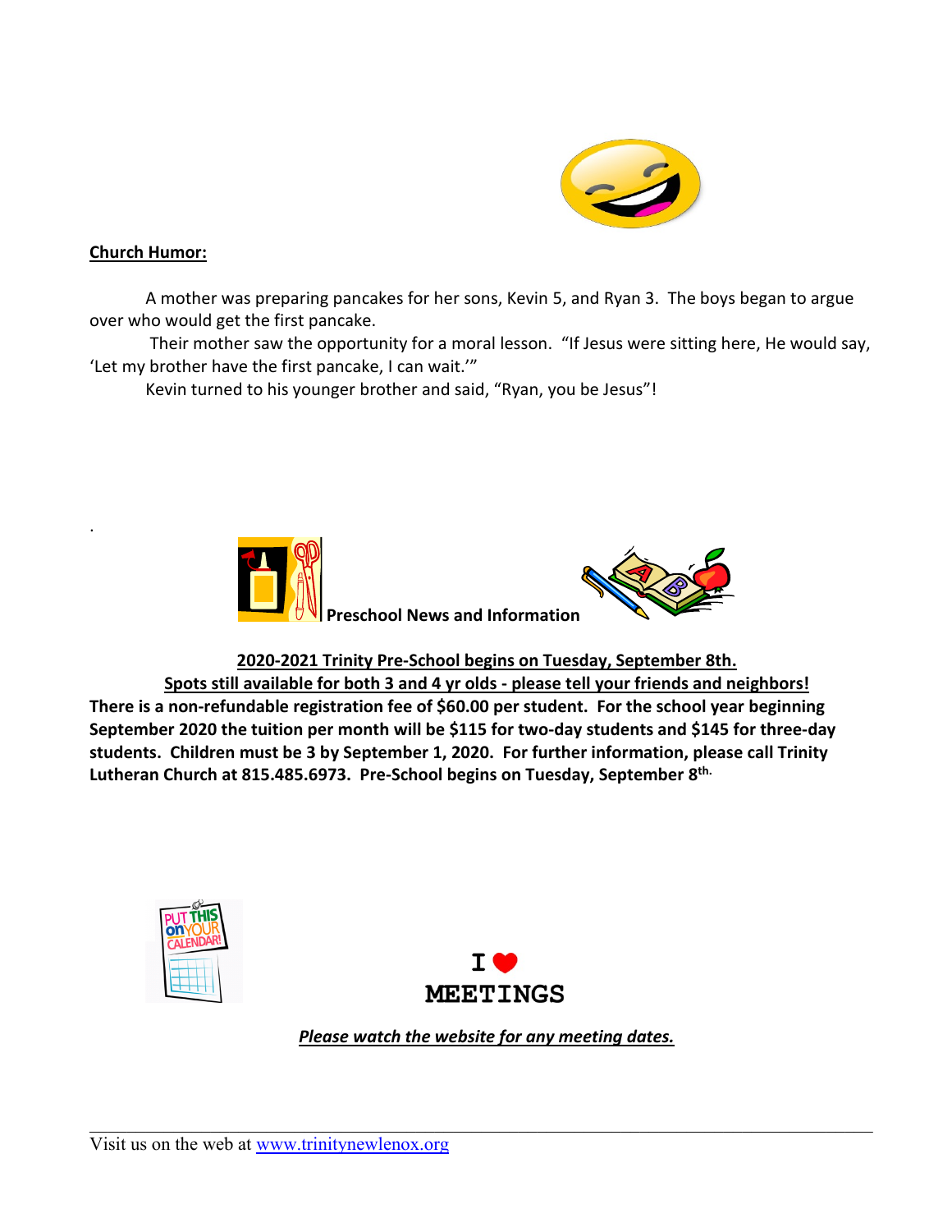**Church Humor:**

A mother was preparing pancakes for her sons, Kevin 5, and Ryan 3. The boys began to argue over who would get the first pancake.

Their mother saw the opportunity for a moral lesson. "If Jesus were sitting here, He would say, 'Let my brother have the first pancake, I can wait.'"

Kevin turned to his younger brother and said, "Ryan, you be Jesus"!

.

**Preschool News and Information**

**2020-2021 Trinity Pre-School begins on Tuesday, September 8th.**

**Spots still available for both 3 and 4 yr olds - please tell your friends and neighbors!**

**There is a non-refundable registration fee of $60.00 per student. For the school year beginning September 2020 the tuition per month will be $115 for two-day students and $145 for three-day students. Children must be 3 by September 1, 2020. For further information, please call Trinity Lutheran Church at 815.485.6973. Pre-School begins on Tuesday, September 8th.**

**I ❤ MEETINGS**

***Please watch the website for any meeting dates.***

Visit us on the web at [www.trinitynewlenox.org](http://www.trinitynewlenox.org)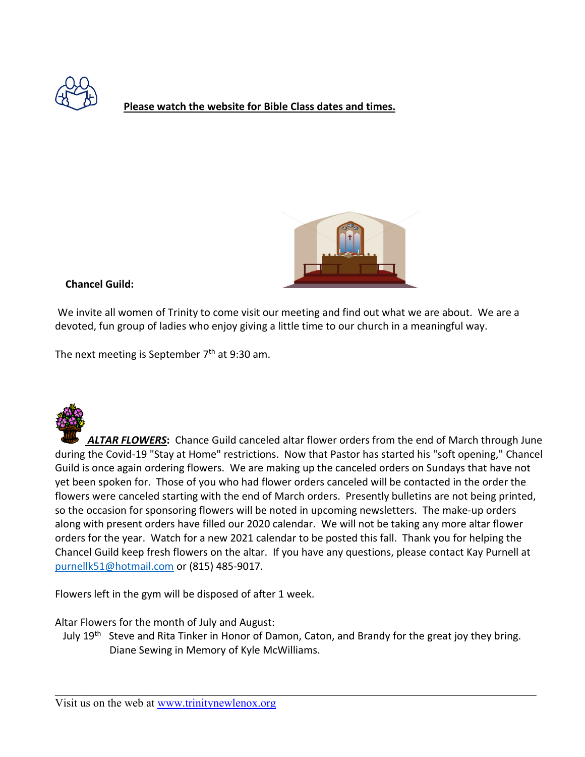**Please watch the website for Bible Class dates and times.**

**Chancel Guild:**

We invite all women of Trinity to come visit our meeting and find out what we are about. We are a devoted, fun group of ladies who enjoy giving a little time to our church in a meaningful way.

The next meeting is September 7th at 9:30 am.

***ALTAR FLOWERS*:** Chance Guild canceled altar flower orders from the end of March through June during the Covid-19 "Stay at Home" restrictions. Now that Pastor has started his "soft opening," Chancel Guild is once again ordering flowers. We are making up the canceled orders on Sundays that have not yet been spoken for. Those of you who had flower orders canceled will be contacted in the order the flowers were canceled starting with the end of March orders. Presently bulletins are not being printed, so the occasion for sponsoring flowers will be noted in upcoming newsletters. The make-up orders along with present orders have filled our 2020 calendar. We will not be taking any more altar flower orders for the year. Watch for a new 2021 calendar to be posted this fall. Thank you for helping the Chancel Guild keep fresh flowers on the altar. If you have any questions, please contact Kay Purnell at purnellk51@hotmail.com or (815) 485-9017.

Flowers left in the gym will be disposed of after 1 week.

Altar Flowers for the month of July and August:

July 19th Steve and Rita Tinker in Honor of Damon, Caton, and Brandy for the great joy they bring.
Diane Sewing in Memory of Kyle McWilliams.

Visit us on the web at www.trinitynewlenox.org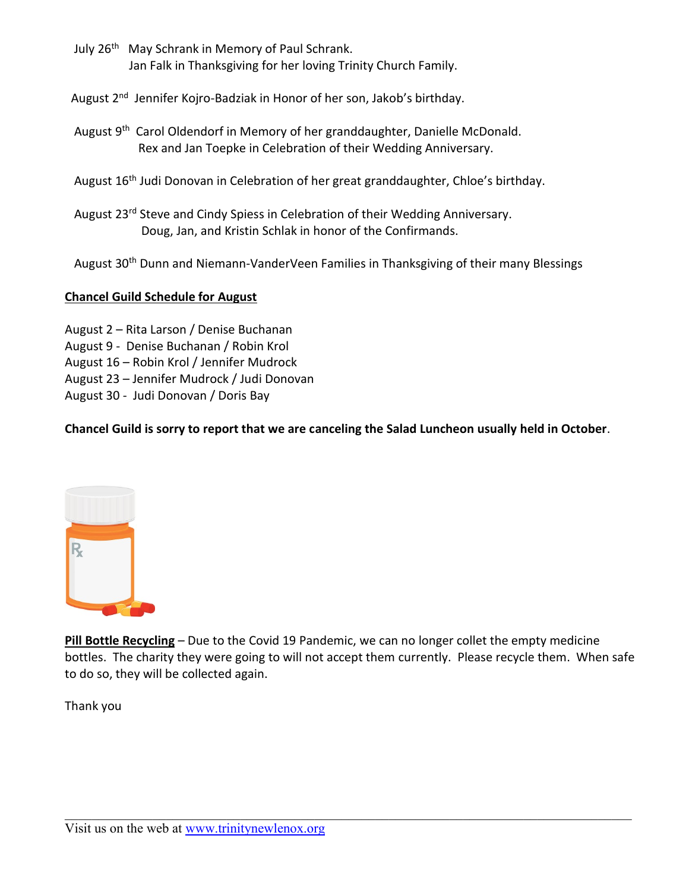July 26th May Schrank in Memory of Paul Schrank.
Jan Falk in Thanksgiving for her loving Trinity Church Family.

August 2nd Jennifer Kojro-Badziak in Honor of her son, Jakob's birthday.

August 9th Carol Oldendorf in Memory of her granddaughter, Danielle McDonald.
Rex and Jan Toepke in Celebration of their Wedding Anniversary.

August 16th Judi Donovan in Celebration of her great granddaughter, Chloe's birthday.

August 23rd Steve and Cindy Spiess in Celebration of their Wedding Anniversary.
Doug, Jan, and Kristin Schlak in honor of the Confirmands.

August 30th Dunn and Niemann-VanderVeen Families in Thanksgiving of their many Blessings

**Chancel Guild Schedule for August**

August 2 – Rita Larson / Denise Buchanan
August 9 - Denise Buchanan / Robin Krol
August 16 – Robin Krol / Jennifer Mudrock
August 23 – Jennifer Mudrock / Judi Donovan
August 30 - Judi Donovan / Doris Bay

**Chancel Guild is sorry to report that we are canceling the Salad Luncheon usually held in October**.

**Pill Bottle Recycling** – Due to the Covid 19 Pandemic, we can no longer collet the empty medicine bottles. The charity they were going to will not accept them currently. Please recycle them. When safe to do so, they will be collected again.

Thank you

Visit us on the web at www.trinitynewlenox.org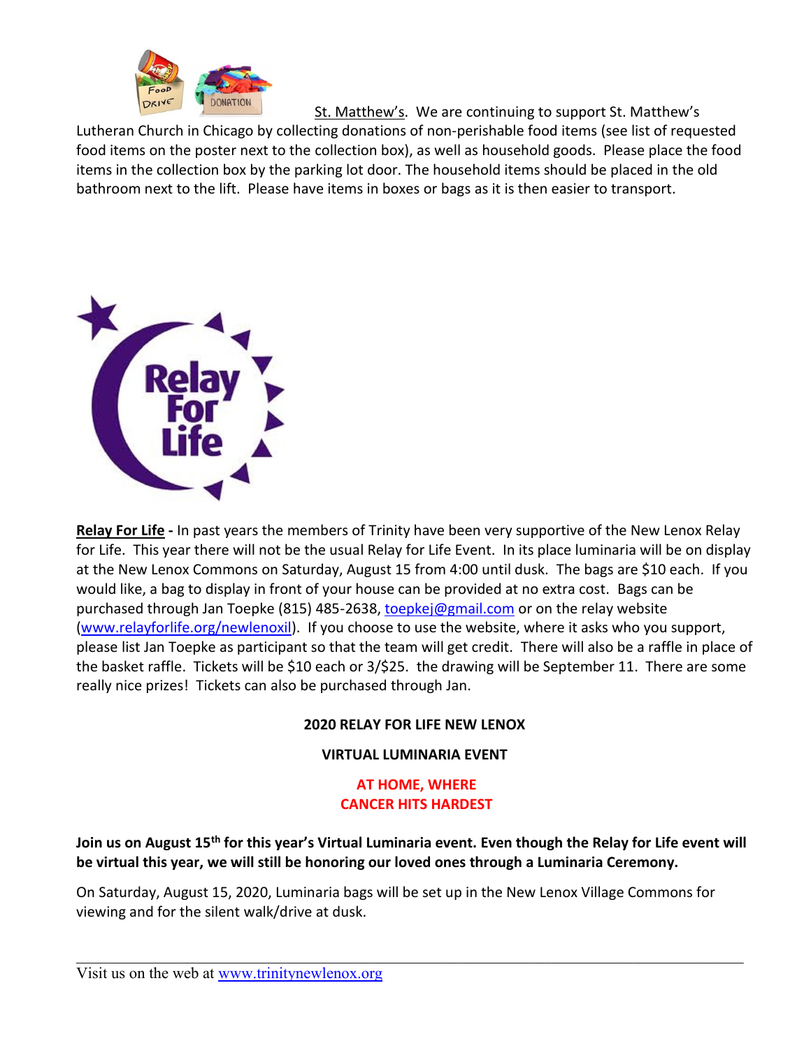St. Matthew's. We are continuing to support St. Matthew's Lutheran Church in Chicago by collecting donations of non-perishable food items (see list of requested food items on the poster next to the collection box), as well as household goods. Please place the food items in the collection box by the parking lot door. The household items should be placed in the old bathroom next to the lift. Please have items in boxes or bags as it is then easier to transport.

**Relay For Life -** In past years the members of Trinity have been very supportive of the New Lenox Relay for Life. This year there will not be the usual Relay for Life Event. In its place luminaria will be on display at the New Lenox Commons on Saturday, August 15 from 4:00 until dusk. The bags are $10 each. If you would like, a bag to display in front of your house can be provided at no extra cost. Bags can be purchased through Jan Toepke (815) 485-2638, toepkej@gmail.com or on the relay website (www.relayforlife.org/newlenoxil). If you choose to use the website, where it asks who you support, please list Jan Toepke as participant so that the team will get credit. There will also be a raffle in place of the basket raffle. Tickets will be $10 each or 3/$25. the drawing will be September 11. There are some really nice prizes! Tickets can also be purchased through Jan.

**2020 RELAY FOR LIFE NEW LENOX**

**VIRTUAL LUMINARIA EVENT**

**AT HOME, WHERE CANCER HITS HARDEST**

**Join us on August 15th for this year's Virtual Luminaria event. Even though the Relay for Life event will be virtual this year, we will still be honoring our loved ones through a Luminaria Ceremony.**

On Saturday, August 15, 2020, Luminaria bags will be set up in the New Lenox Village Commons for viewing and for the silent walk/drive at dusk.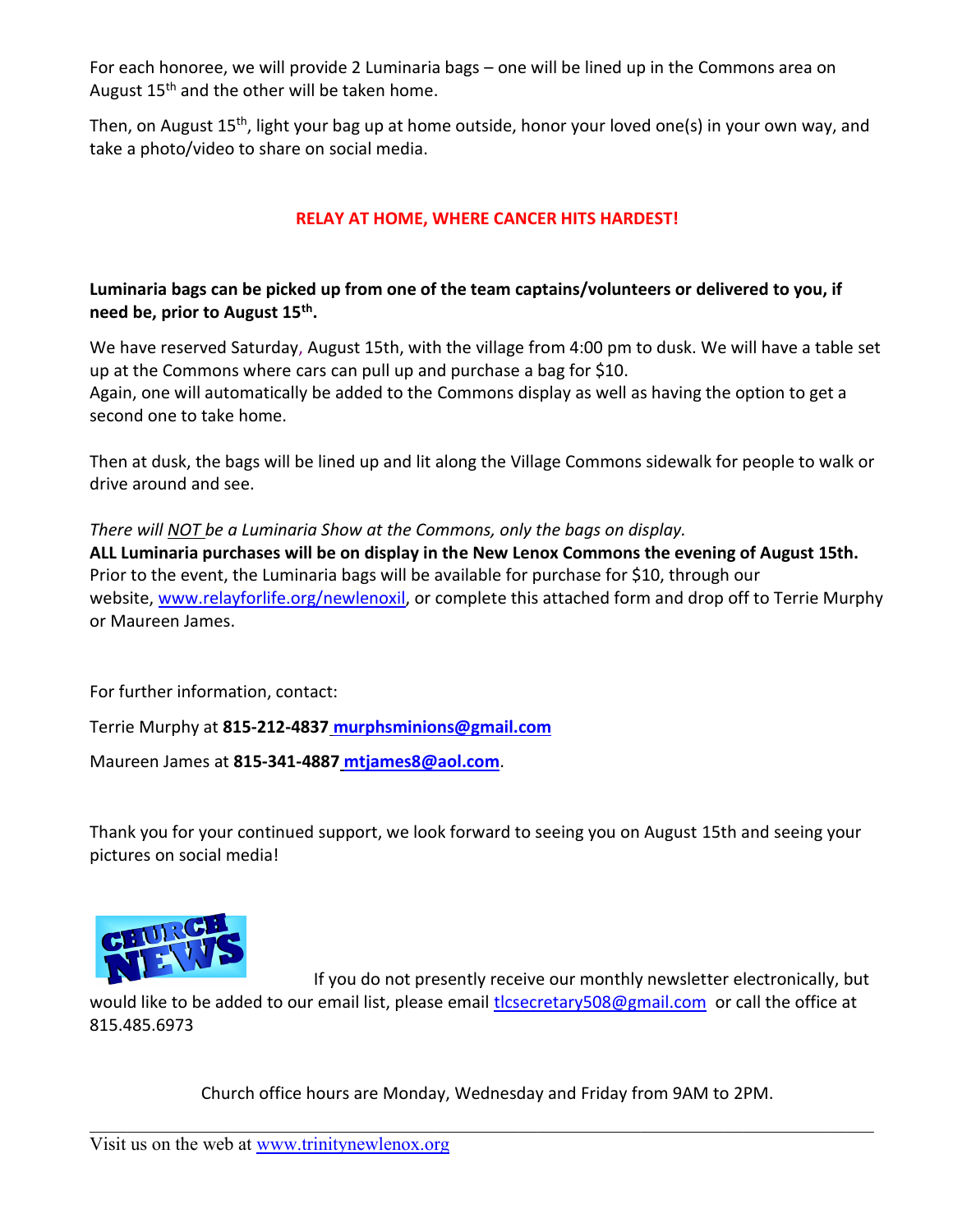For each honoree, we will provide 2 Luminaria bags – one will be lined up in the Commons area on August 15th and the other will be taken home.

Then, on August 15th, light your bag up at home outside, honor your loved one(s) in your own way, and take a photo/video to share on social media.

**RELAY AT HOME, WHERE CANCER HITS HARDEST!**

**Luminaria bags can be picked up from one of the team captains/volunteers or delivered to you, if need be, prior to August 15th.**

We have reserved Saturday, August 15th, with the village from 4:00 pm to dusk. We will have a table set up at the Commons where cars can pull up and purchase a bag for $10.
Again, one will automatically be added to the Commons display as well as having the option to get a second one to take home.

Then at dusk, the bags will be lined up and lit along the Village Commons sidewalk for people to walk or drive around and see.

*There will NOT be a Luminaria Show at the Commons, only the bags on display.*
**ALL Luminaria purchases will be on display in the New Lenox Commons the evening of August 15th.**
Prior to the event, the Luminaria bags will be available for purchase for $10, through our website, www.relayforlife.org/newlenoxil, or complete this attached form and drop off to Terrie Murphy or Maureen James.

For further information, contact:

Terrie Murphy at **815-212-4837 murphsminions@gmail.com**

Maureen James at **815-341-4887 mtjames8@aol.com**.

Thank you for your continued support, we look forward to seeing you on August 15th and seeing your pictures on social media!

CHURCH NEWS

If you do not presently receive our monthly newsletter electronically, but would like to be added to our email list, please email tlcsecretary508@gmail.com or call the office at 815.485.6973

Church office hours are Monday, Wednesday and Friday from 9AM to 2PM.

Visit us on the web at www.trinitynewlenox.org